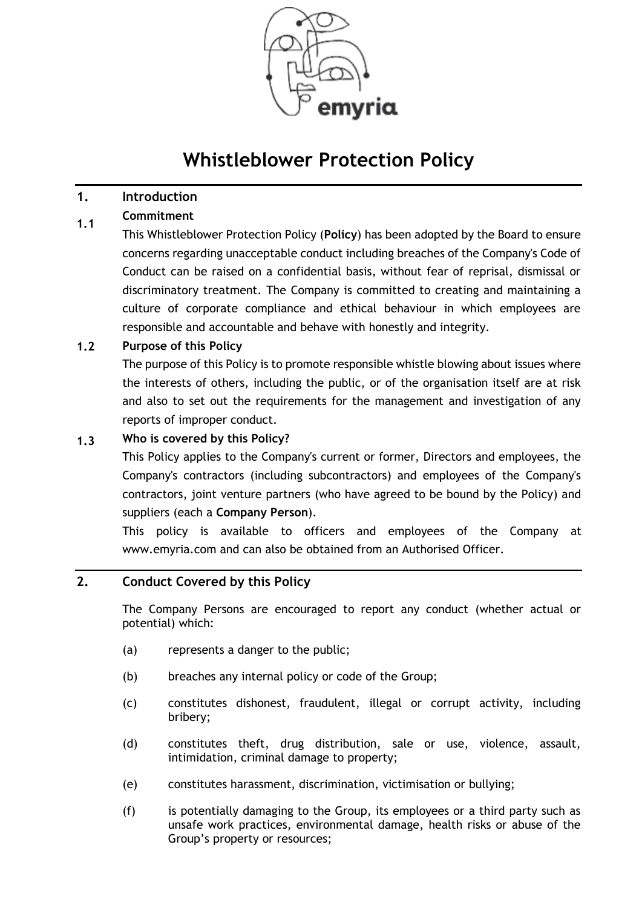# Whistleblower Protection Policy

## 1. Introduction

### 1.1 Commitment

This Whistleblower Protection Policy (**Policy**) has been adopted by the Board to ensure concerns regarding unacceptable conduct including breaches of the Company's Code of Conduct can be raised on a confidential basis, without fear of reprisal, dismissal or discriminatory treatment. The Company is committed to creating and maintaining a culture of corporate compliance and ethical behaviour in which employees are responsible and accountable and behave with honestly and integrity.

### 1.2 Purpose of this Policy

The purpose of this Policy is to promote responsible whistle blowing about issues where the interests of others, including the public, or of the organisation itself are at risk and also to set out the requirements for the management and investigation of any reports of improper conduct.

### 1.3 Who is covered by this Policy?

This Policy applies to the Company's current or former, Directors and employees, the Company's contractors (including subcontractors) and employees of the Company's contractors, joint venture partners (who have agreed to be bound by the Policy) and suppliers (each a **Company Person**).

This policy is available to officers and employees of the Company at www.emyria.com and can also be obtained from an Authorised Officer.

## 2. Conduct Covered by this Policy

The Company Persons are encouraged to report any conduct (whether actual or potential) which:

(a) represents a danger to the public;

(b) breaches any internal policy or code of the Group;

(c) constitutes dishonest, fraudulent, illegal or corrupt activity, including bribery;

(d) constitutes theft, drug distribution, sale or use, violence, assault, intimidation, criminal damage to property;

(e) constitutes harassment, discrimination, victimisation or bullying;

(f) is potentially damaging to the Group, its employees or a third party such as unsafe work practices, environmental damage, health risks or abuse of the Group's property or resources;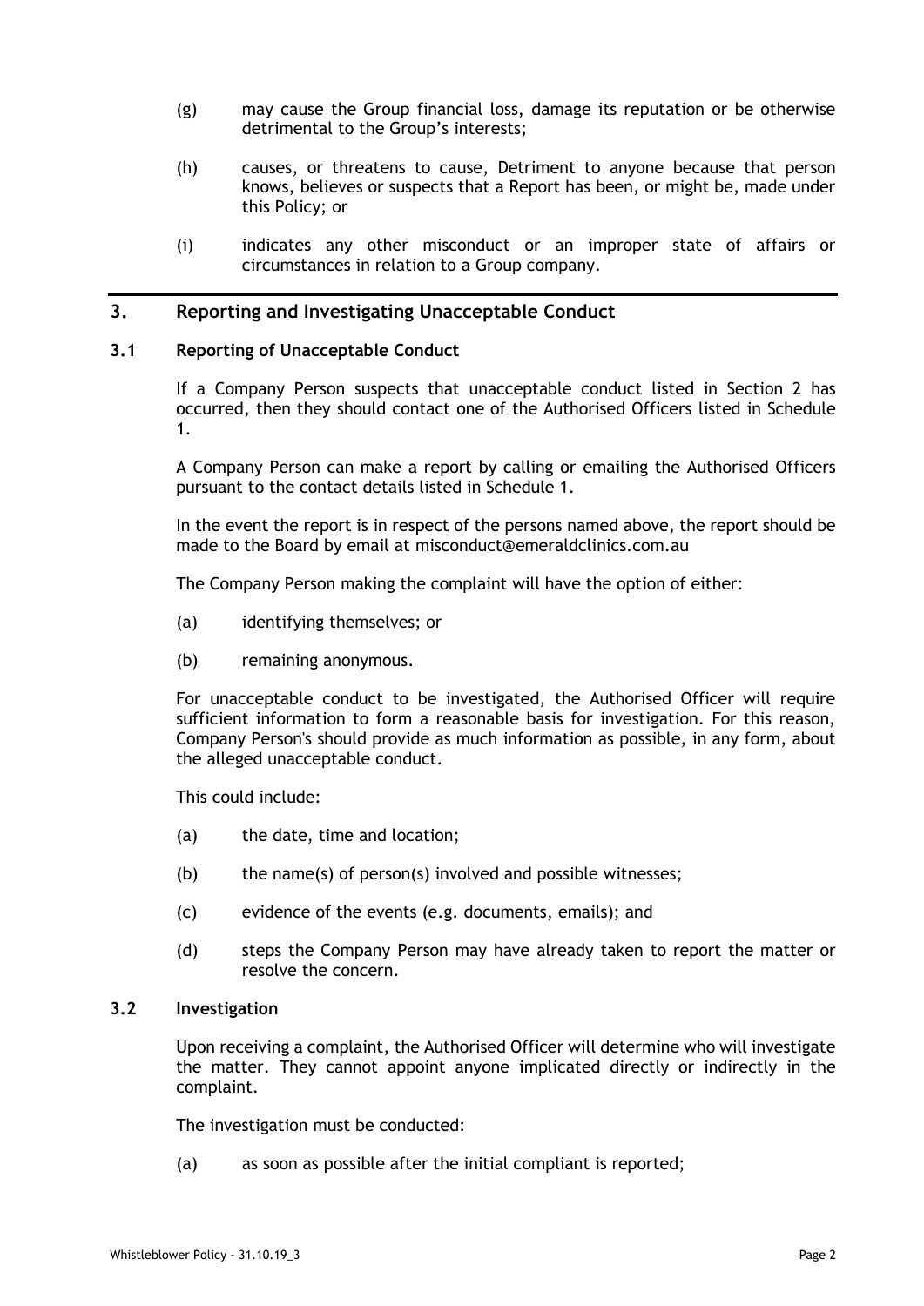(g) may cause the Group financial loss, damage its reputation or be otherwise detrimental to the Group's interests;

(h) causes, or threatens to cause, Detriment to anyone because that person knows, believes or suspects that a Report has been, or might be, made under this Policy; or

(i) indicates any other misconduct or an improper state of affairs or circumstances in relation to a Group company.

## 3. Reporting and Investigating Unacceptable Conduct

### 3.1 Reporting of Unacceptable Conduct

If a Company Person suspects that unacceptable conduct listed in Section 2 has occurred, then they should contact one of the Authorised Officers listed in Schedule 1.

A Company Person can make a report by calling or emailing the Authorised Officers pursuant to the contact details listed in Schedule 1.

In the event the report is in respect of the persons named above, the report should be made to the Board by email at misconduct@emeraldclinics.com.au

The Company Person making the complaint will have the option of either:

(a) identifying themselves; or

(b) remaining anonymous.

For unacceptable conduct to be investigated, the Authorised Officer will require sufficient information to form a reasonable basis for investigation. For this reason, Company Person's should provide as much information as possible, in any form, about the alleged unacceptable conduct.

This could include:

(a) the date, time and location;

(b) the name(s) of person(s) involved and possible witnesses;

(c) evidence of the events (e.g. documents, emails); and

(d) steps the Company Person may have already taken to report the matter or resolve the concern.

### 3.2 Investigation

Upon receiving a complaint, the Authorised Officer will determine who will investigate the matter. They cannot appoint anyone implicated directly or indirectly in the complaint.

The investigation must be conducted:

(a) as soon as possible after the initial compliant is reported;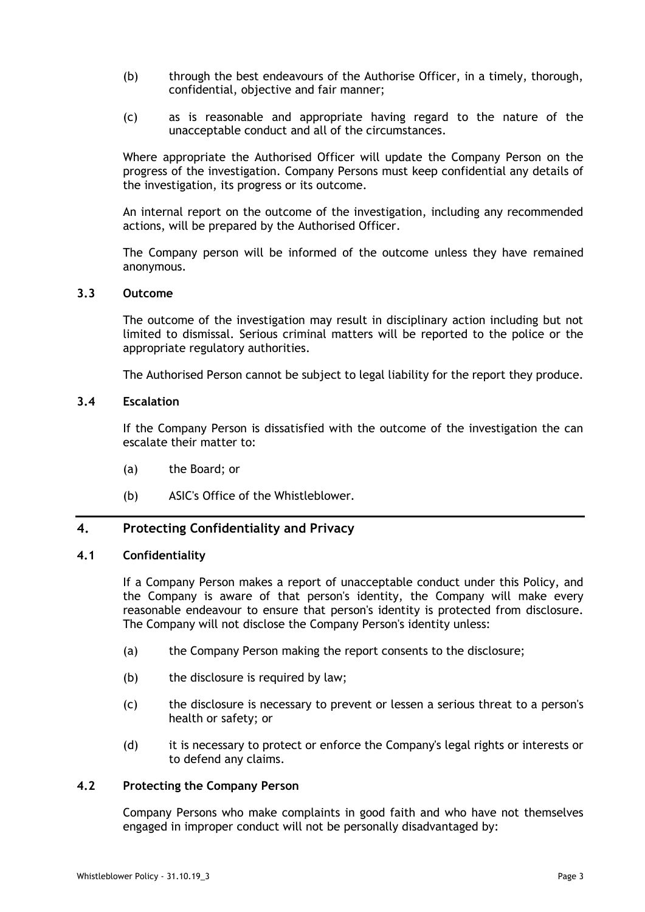(b) through the best endeavours of the Authorise Officer, in a timely, thorough, confidential, objective and fair manner;

(c) as is reasonable and appropriate having regard to the nature of the unacceptable conduct and all of the circumstances.

Where appropriate the Authorised Officer will update the Company Person on the progress of the investigation. Company Persons must keep confidential any details of the investigation, its progress or its outcome.

An internal report on the outcome of the investigation, including any recommended actions, will be prepared by the Authorised Officer.

The Company person will be informed of the outcome unless they have remained anonymous.

### 3.3 Outcome

The outcome of the investigation may result in disciplinary action including but not limited to dismissal. Serious criminal matters will be reported to the police or the appropriate regulatory authorities.

The Authorised Person cannot be subject to legal liability for the report they produce.

### 3.4 Escalation

If the Company Person is dissatisfied with the outcome of the investigation the can escalate their matter to:

(a) the Board; or

(b) ASIC's Office of the Whistleblower.

## 4. Protecting Confidentiality and Privacy

### 4.1 Confidentiality

If a Company Person makes a report of unacceptable conduct under this Policy, and the Company is aware of that person's identity, the Company will make every reasonable endeavour to ensure that person's identity is protected from disclosure. The Company will not disclose the Company Person's identity unless:

(a) the Company Person making the report consents to the disclosure;

(b) the disclosure is required by law;

(c) the disclosure is necessary to prevent or lessen a serious threat to a person's health or safety; or

(d) it is necessary to protect or enforce the Company's legal rights or interests or to defend any claims.

### 4.2 Protecting the Company Person

Company Persons who make complaints in good faith and who have not themselves engaged in improper conduct will not be personally disadvantaged by: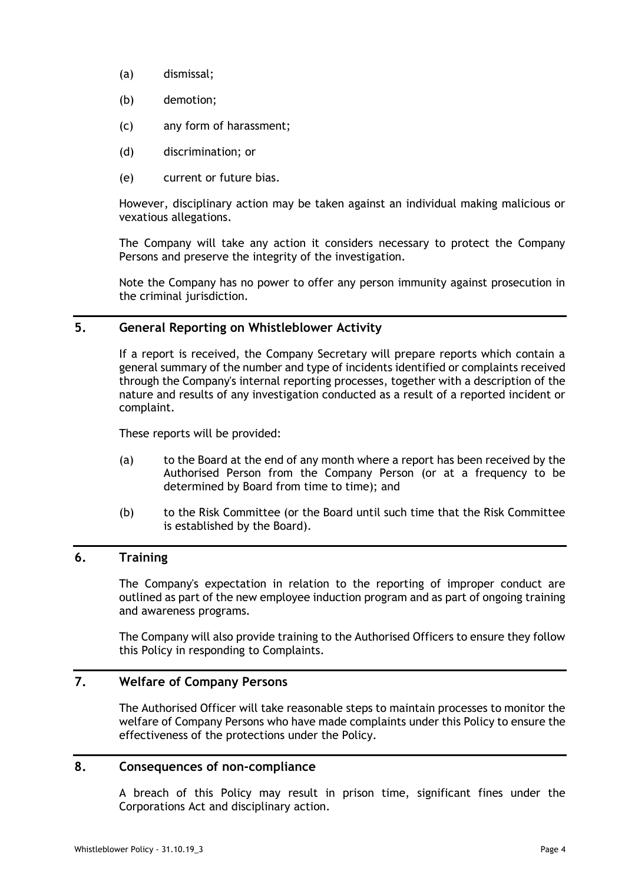(a) dismissal;

(b) demotion;

(c) any form of harassment;

(d) discrimination; or

(e) current or future bias.

However, disciplinary action may be taken against an individual making malicious or vexatious allegations.

The Company will take any action it considers necessary to protect the Company Persons and preserve the integrity of the investigation.

Note the Company has no power to offer any person immunity against prosecution in the criminal jurisdiction.

## 5. General Reporting on Whistleblower Activity

If a report is received, the Company Secretary will prepare reports which contain a general summary of the number and type of incidents identified or complaints received through the Company's internal reporting processes, together with a description of the nature and results of any investigation conducted as a result of a reported incident or complaint.

These reports will be provided:

(a) to the Board at the end of any month where a report has been received by the Authorised Person from the Company Person (or at a frequency to be determined by Board from time to time); and

(b) to the Risk Committee (or the Board until such time that the Risk Committee is established by the Board).

## 6. Training

The Company's expectation in relation to the reporting of improper conduct are outlined as part of the new employee induction program and as part of ongoing training and awareness programs.

The Company will also provide training to the Authorised Officers to ensure they follow this Policy in responding to Complaints.

## 7. Welfare of Company Persons

The Authorised Officer will take reasonable steps to maintain processes to monitor the welfare of Company Persons who have made complaints under this Policy to ensure the effectiveness of the protections under the Policy.

## 8. Consequences of non-compliance

A breach of this Policy may result in prison time, significant fines under the Corporations Act and disciplinary action.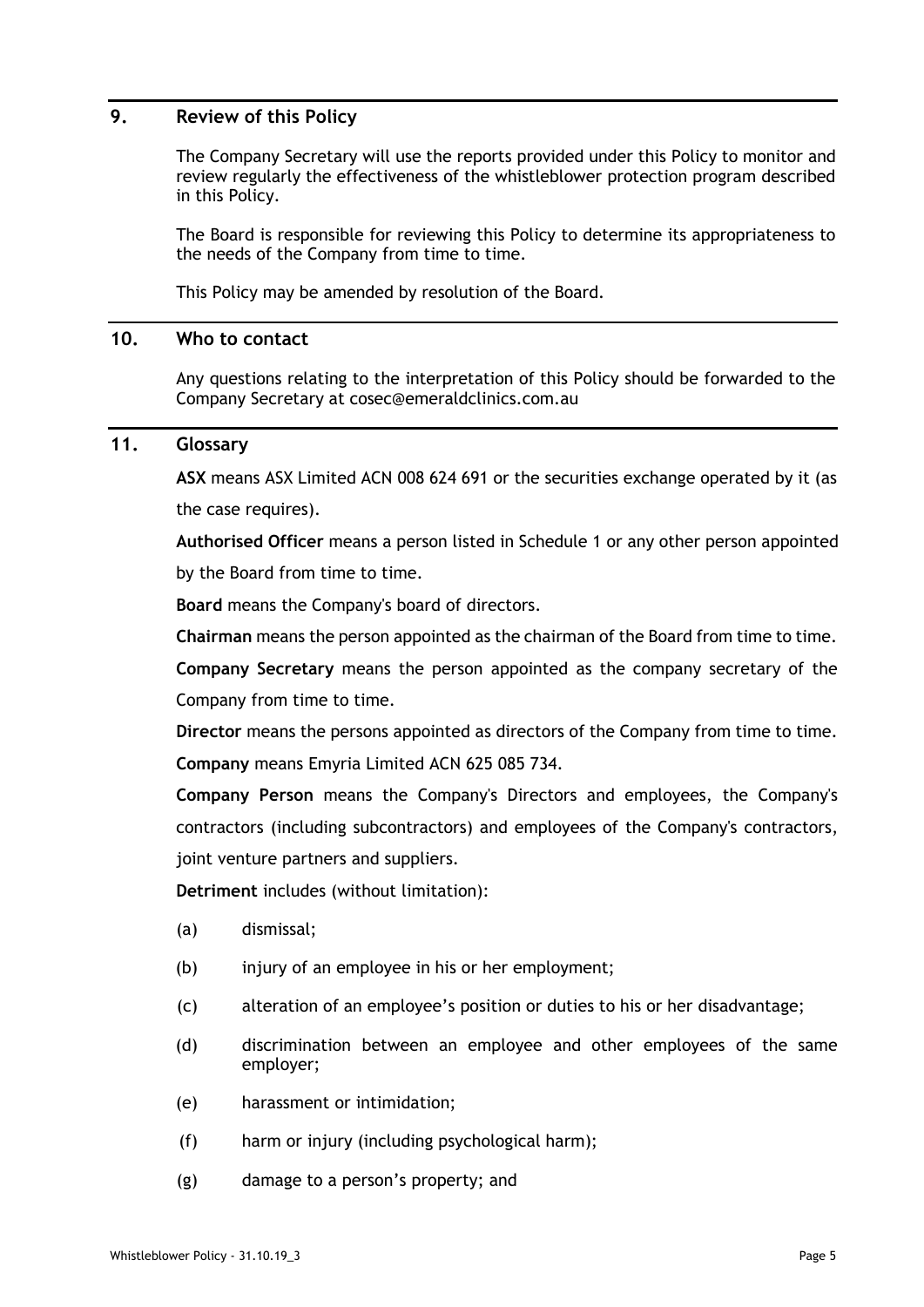## 9. Review of this Policy

The Company Secretary will use the reports provided under this Policy to monitor and review regularly the effectiveness of the whistleblower protection program described in this Policy.

The Board is responsible for reviewing this Policy to determine its appropriateness to the needs of the Company from time to time.

This Policy may be amended by resolution of the Board.

## 10. Who to contact

Any questions relating to the interpretation of this Policy should be forwarded to the Company Secretary at cosec@emeraldclinics.com.au

## 11. Glossary

**ASX** means ASX Limited ACN 008 624 691 or the securities exchange operated by it (as the case requires).

**Authorised Officer** means a person listed in Schedule 1 or any other person appointed by the Board from time to time.

**Board** means the Company's board of directors.

**Chairman** means the person appointed as the chairman of the Board from time to time.

**Company Secretary** means the person appointed as the company secretary of the Company from time to time.

**Director** means the persons appointed as directors of the Company from time to time.

**Company** means Emyria Limited ACN 625 085 734.

**Company Person** means the Company's Directors and employees, the Company's contractors (including subcontractors) and employees of the Company's contractors, joint venture partners and suppliers.

**Detriment** includes (without limitation):

(a) dismissal;

(b) injury of an employee in his or her employment;

(c) alteration of an employee's position or duties to his or her disadvantage;

(d) discrimination between an employee and other employees of the same employer;

(e) harassment or intimidation;

(f) harm or injury (including psychological harm);

(g) damage to a person's property; and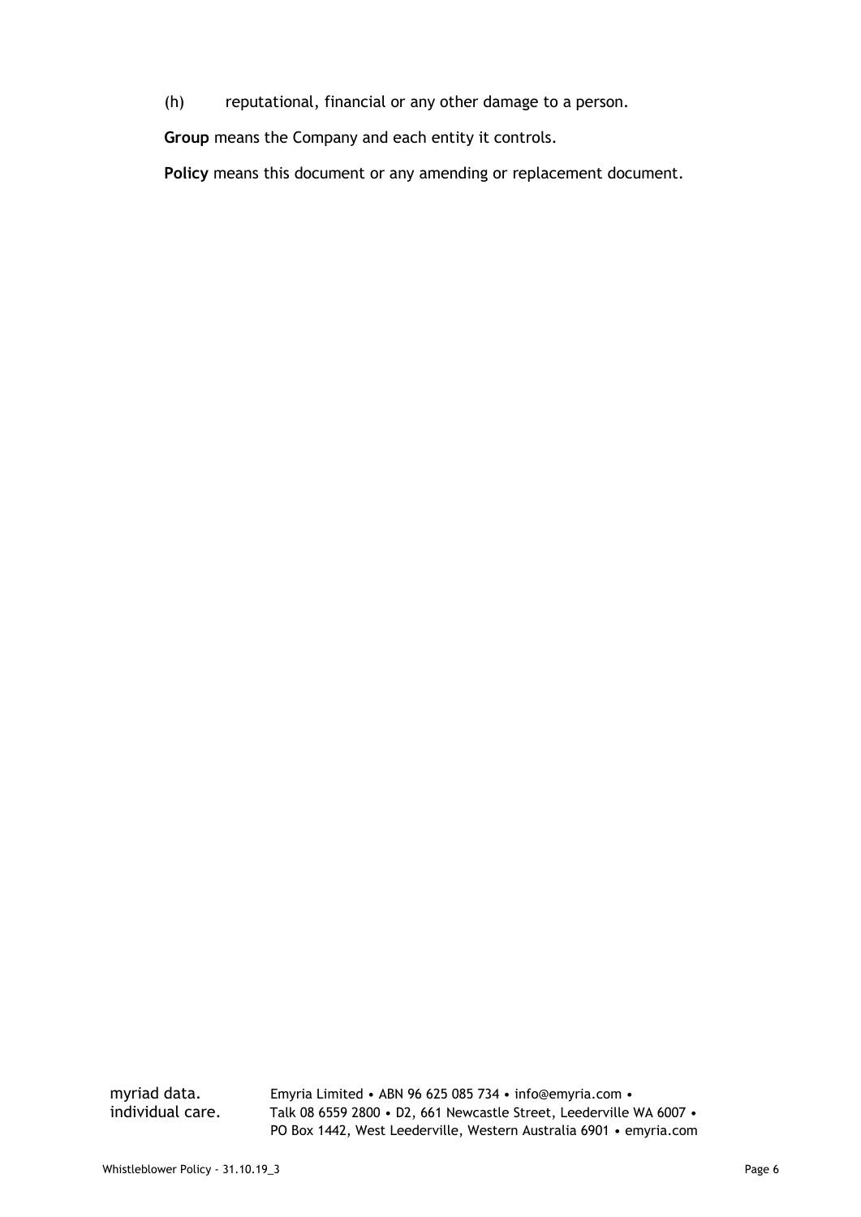(h) reputational, financial or any other damage to a person.

**Group** means the Company and each entity it controls.

**Policy** means this document or any amending or replacement document.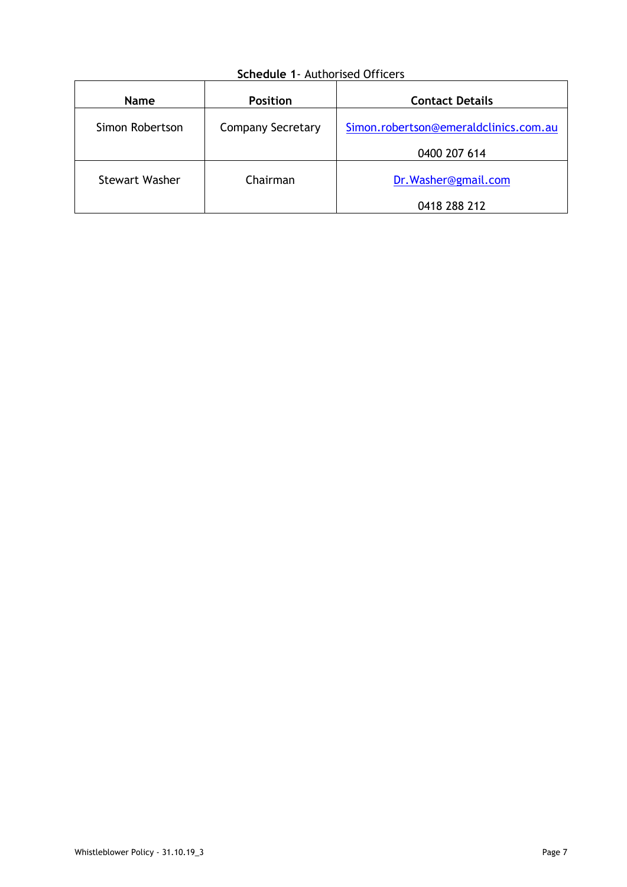**Schedule 1**- Authorised Officers

| Name | Position | Contact Details |
| --- | --- | --- |
| Simon Robertson | Company Secretary | Simon.robertson@emeraldclinics.com.au<br><br>0400 207 614 |
| Stewart Washer | Chairman | Dr.Washer@gmail.com<br><br>0418 288 212 |